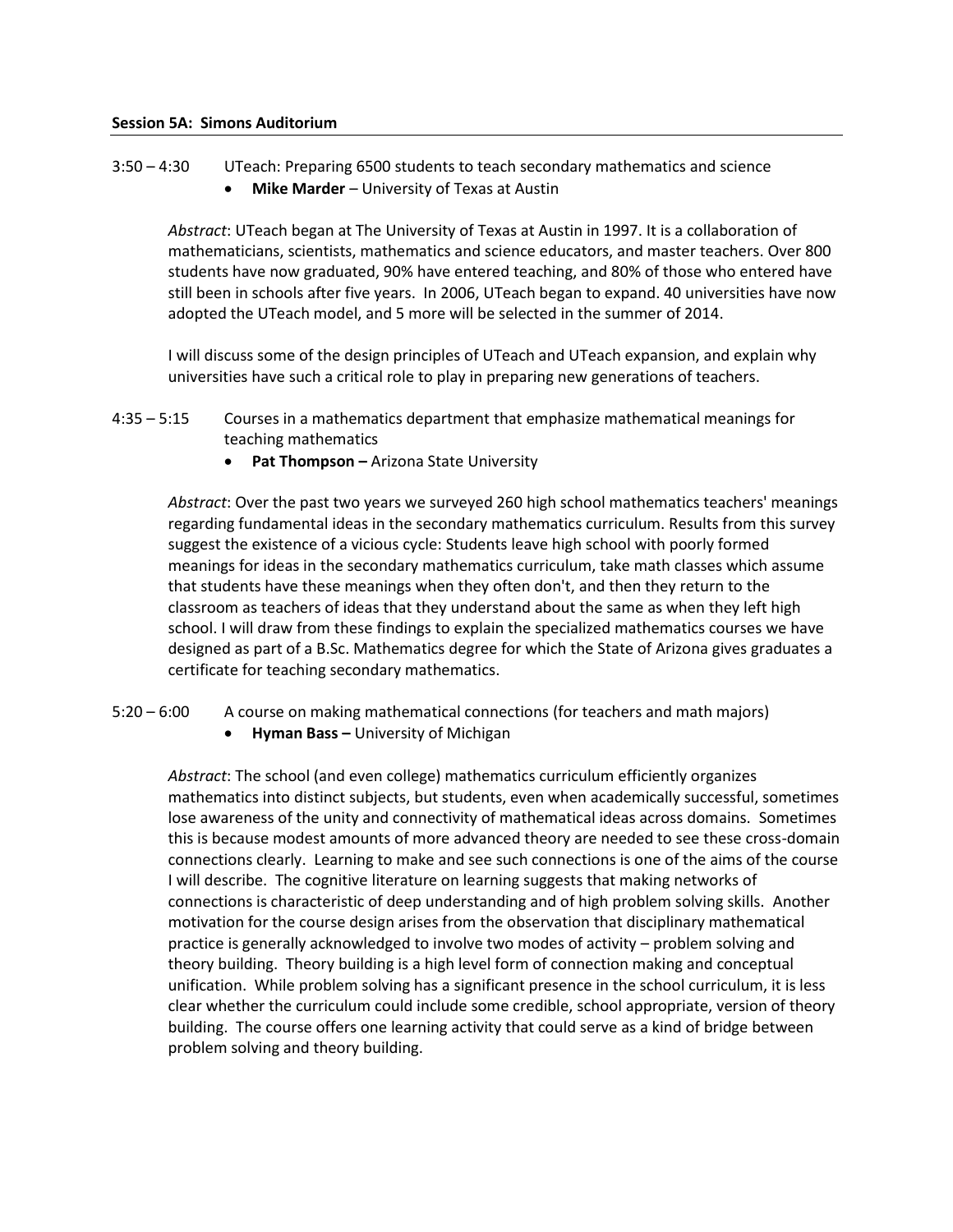**Session 5A: Simons Auditorium**

3:50 – 4:30 UTeach: Preparing 6500 students to teach secondary mathematics and science

- **Mike Marder** – University of Texas at Austin

*Abstract*: UTeach began at The University of Texas at Austin in 1997. It is a collaboration of mathematicians, scientists, mathematics and science educators, and master teachers. Over 800 students have now graduated, 90% have entered teaching, and 80% of those who entered have still been in schools after five years. In 2006, UTeach began to expand. 40 universities have now adopted the UTeach model, and 5 more will be selected in the summer of 2014.

I will discuss some of the design principles of UTeach and UTeach expansion, and explain why universities have such a critical role to play in preparing new generations of teachers.

4:35 – 5:15 Courses in a mathematics department that emphasize mathematical meanings for teaching mathematics

- **Pat Thompson –** Arizona State University

*Abstract*: Over the past two years we surveyed 260 high school mathematics teachers' meanings regarding fundamental ideas in the secondary mathematics curriculum. Results from this survey suggest the existence of a vicious cycle: Students leave high school with poorly formed meanings for ideas in the secondary mathematics curriculum, take math classes which assume that students have these meanings when they often don't, and then they return to the classroom as teachers of ideas that they understand about the same as when they left high school. I will draw from these findings to explain the specialized mathematics courses we have designed as part of a B.Sc. Mathematics degree for which the State of Arizona gives graduates a certificate for teaching secondary mathematics.

5:20 – 6:00 A course on making mathematical connections (for teachers and math majors)

- **Hyman Bass –** University of Michigan

*Abstract*: The school (and even college) mathematics curriculum efficiently organizes mathematics into distinct subjects, but students, even when academically successful, sometimes lose awareness of the unity and connectivity of mathematical ideas across domains. Sometimes this is because modest amounts of more advanced theory are needed to see these cross-domain connections clearly. Learning to make and see such connections is one of the aims of the course I will describe. The cognitive literature on learning suggests that making networks of connections is characteristic of deep understanding and of high problem solving skills. Another motivation for the course design arises from the observation that disciplinary mathematical practice is generally acknowledged to involve two modes of activity – problem solving and theory building. Theory building is a high level form of connection making and conceptual unification. While problem solving has a significant presence in the school curriculum, it is less clear whether the curriculum could include some credible, school appropriate, version of theory building. The course offers one learning activity that could serve as a kind of bridge between problem solving and theory building.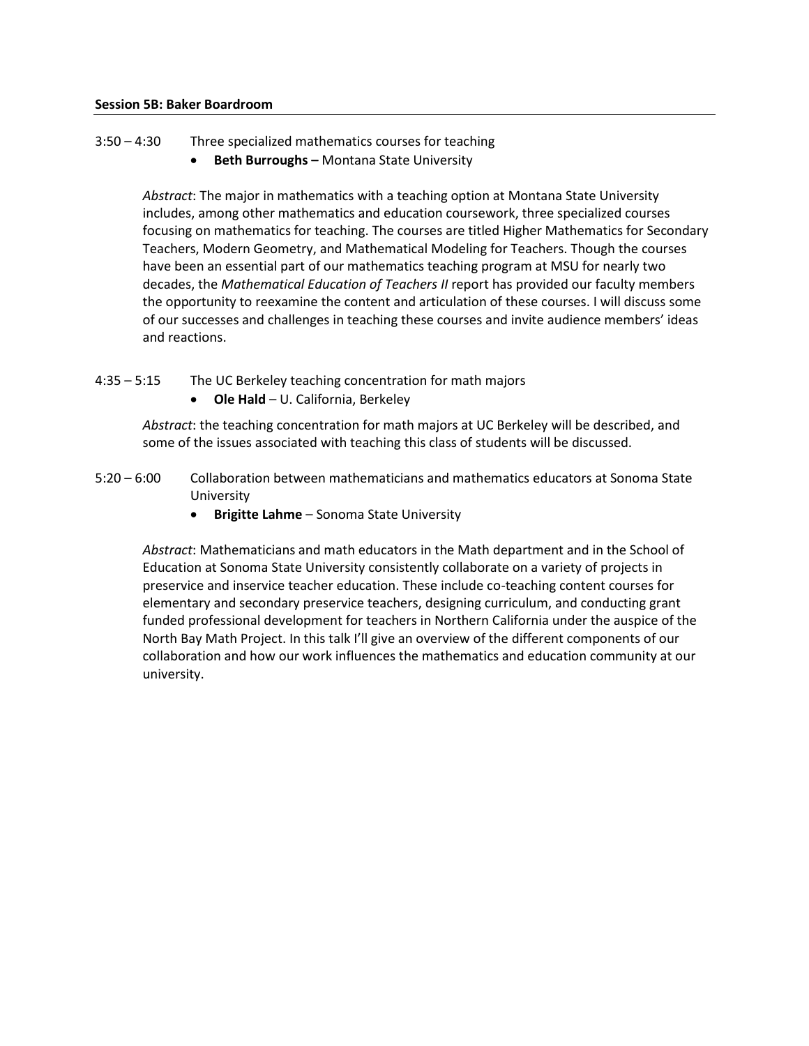**Session 5B: Baker Boardroom**

3:50 – 4:30 Three specialized mathematics courses for teaching

- **Beth Burroughs –** Montana State University

*Abstract*: The major in mathematics with a teaching option at Montana State University includes, among other mathematics and education coursework, three specialized courses focusing on mathematics for teaching. The courses are titled Higher Mathematics for Secondary Teachers, Modern Geometry, and Mathematical Modeling for Teachers. Though the courses have been an essential part of our mathematics teaching program at MSU for nearly two decades, the *Mathematical Education of Teachers II* report has provided our faculty members the opportunity to reexamine the content and articulation of these courses. I will discuss some of our successes and challenges in teaching these courses and invite audience members' ideas and reactions.

4:35 – 5:15 The UC Berkeley teaching concentration for math majors

- **Ole Hald** – U. California, Berkeley

*Abstract*: the teaching concentration for math majors at UC Berkeley will be described, and some of the issues associated with teaching this class of students will be discussed.

5:20 – 6:00 Collaboration between mathematicians and mathematics educators at Sonoma State University

- **Brigitte Lahme** – Sonoma State University

*Abstract*: Mathematicians and math educators in the Math department and in the School of Education at Sonoma State University consistently collaborate on a variety of projects in preservice and inservice teacher education. These include co-teaching content courses for elementary and secondary preservice teachers, designing curriculum, and conducting grant funded professional development for teachers in Northern California under the auspice of the North Bay Math Project. In this talk I'll give an overview of the different components of our collaboration and how our work influences the mathematics and education community at our university.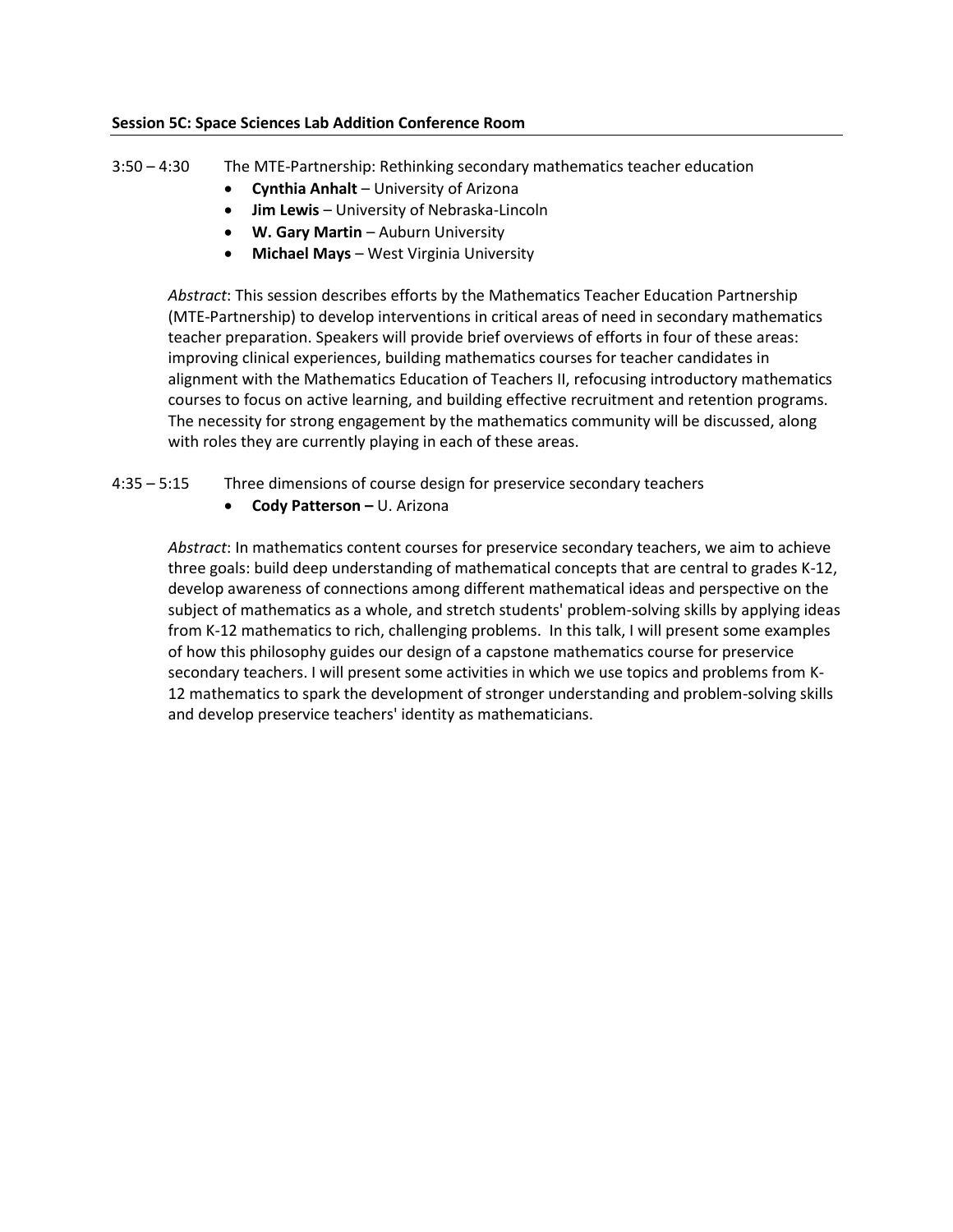**Session 5C: Space Sciences Lab Addition Conference Room**

3:50 – 4:30 The MTE-Partnership: Rethinking secondary mathematics teacher education

- **Cynthia Anhalt** – University of Arizona
- **Jim Lewis** – University of Nebraska-Lincoln
- **W. Gary Martin** – Auburn University
- **Michael Mays** – West Virginia University

*Abstract*: This session describes efforts by the Mathematics Teacher Education Partnership (MTE-Partnership) to develop interventions in critical areas of need in secondary mathematics teacher preparation. Speakers will provide brief overviews of efforts in four of these areas: improving clinical experiences, building mathematics courses for teacher candidates in alignment with the Mathematics Education of Teachers II, refocusing introductory mathematics courses to focus on active learning, and building effective recruitment and retention programs. The necessity for strong engagement by the mathematics community will be discussed, along with roles they are currently playing in each of these areas.

4:35 – 5:15 Three dimensions of course design for preservice secondary teachers

- **Cody Patterson –** U. Arizona

*Abstract*: In mathematics content courses for preservice secondary teachers, we aim to achieve three goals: build deep understanding of mathematical concepts that are central to grades K-12, develop awareness of connections among different mathematical ideas and perspective on the subject of mathematics as a whole, and stretch students' problem-solving skills by applying ideas from K-12 mathematics to rich, challenging problems. In this talk, I will present some examples of how this philosophy guides our design of a capstone mathematics course for preservice secondary teachers. I will present some activities in which we use topics and problems from K-12 mathematics to spark the development of stronger understanding and problem-solving skills and develop preservice teachers' identity as mathematicians.